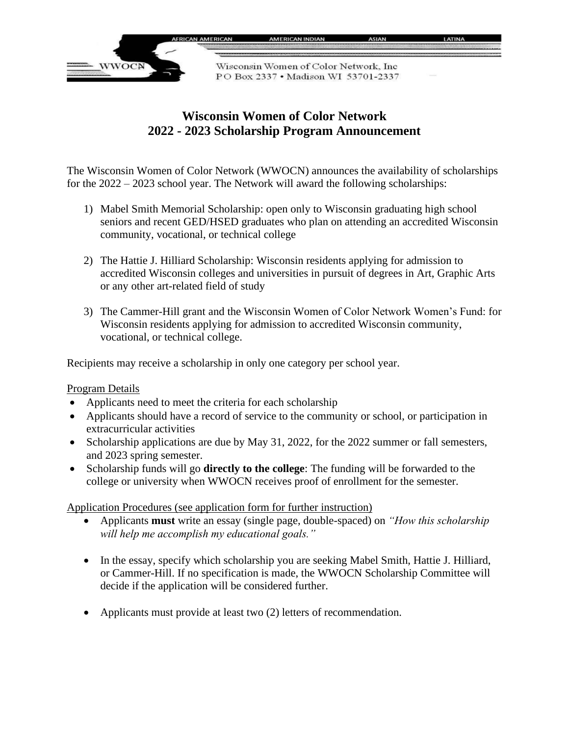AFRICAN AMERICAN AMERICAN INDIAN ASIAN LATINA

WWOCN

Wisconsin Women of Color Network, Inc
PO Box 2337 • Madison WI 53701-2337

# Wisconsin Women of Color Network
# 2022 - 2023 Scholarship Program Announcement

The Wisconsin Women of Color Network (WWOCN) announces the availability of scholarships for the 2022 – 2023 school year. The Network will award the following scholarships:

1) Mabel Smith Memorial Scholarship: open only to Wisconsin graduating high school seniors and recent GED/HSED graduates who plan on attending an accredited Wisconsin community, vocational, or technical college

2) The Hattie J. Hilliard Scholarship: Wisconsin residents applying for admission to accredited Wisconsin colleges and universities in pursuit of degrees in Art, Graphic Arts or any other art-related field of study

3) The Cammer-Hill grant and the Wisconsin Women of Color Network Women's Fund: for Wisconsin residents applying for admission to accredited Wisconsin community, vocational, or technical college.

Recipients may receive a scholarship in only one category per school year.

<u>Program Details</u>

- Applicants need to meet the criteria for each scholarship
- Applicants should have a record of service to the community or school, or participation in extracurricular activities
- Scholarship applications are due by May 31, 2022, for the 2022 summer or fall semesters, and 2023 spring semester.
- Scholarship funds will go **directly to the college**: The funding will be forwarded to the college or university when WWOCN receives proof of enrollment for the semester.

<u>Application Procedures (see application form for further instruction)</u>

- Applicants **must** write an essay (single page, double-spaced) on *"How this scholarship will help me accomplish my educational goals."*

- In the essay, specify which scholarship you are seeking Mabel Smith, Hattie J. Hilliard, or Cammer-Hill. If no specification is made, the WWOCN Scholarship Committee will decide if the application will be considered further.

- Applicants must provide at least two (2) letters of recommendation.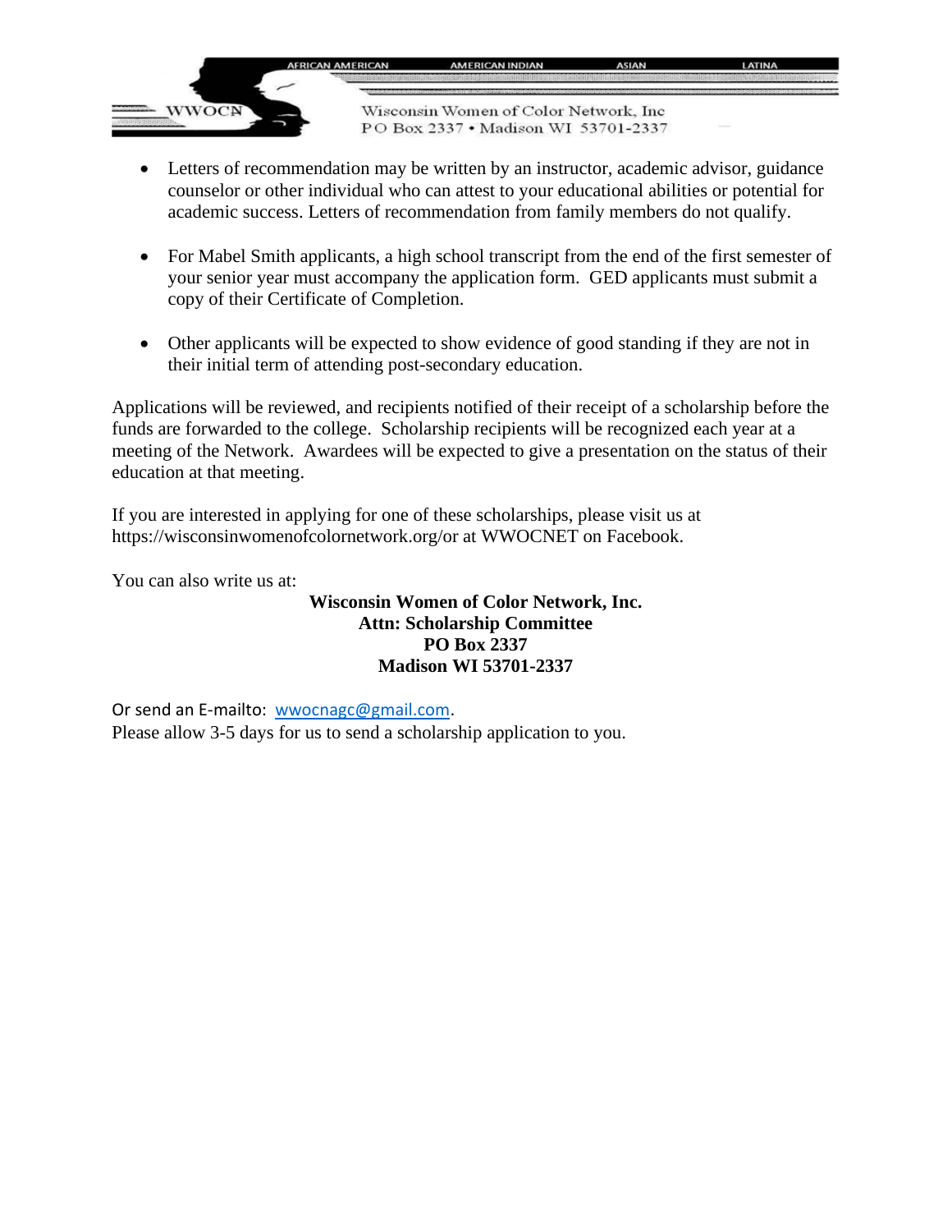- Letters of recommendation may be written by an instructor, academic advisor, guidance counselor or other individual who can attest to your educational abilities or potential for academic success. Letters of recommendation from family members do not qualify.

- For Mabel Smith applicants, a high school transcript from the end of the first semester of your senior year must accompany the application form. GED applicants must submit a copy of their Certificate of Completion.

- Other applicants will be expected to show evidence of good standing if they are not in their initial term of attending post-secondary education.

Applications will be reviewed, and recipients notified of their receipt of a scholarship before the funds are forwarded to the college. Scholarship recipients will be recognized each year at a meeting of the Network. Awardees will be expected to give a presentation on the status of their education at that meeting.

If you are interested in applying for one of these scholarships, please visit us at https://wisconsinwomenofcolornetwork.org/or at WWOCNET on Facebook.

You can also write us at:

**Wisconsin Women of Color Network, Inc.**
**Attn: Scholarship Committee**
**PO Box 2337**
**Madison WI 53701-2337**

Or send an E-mailto: wwocnagc@gmail.com.
Please allow 3-5 days for us to send a scholarship application to you.